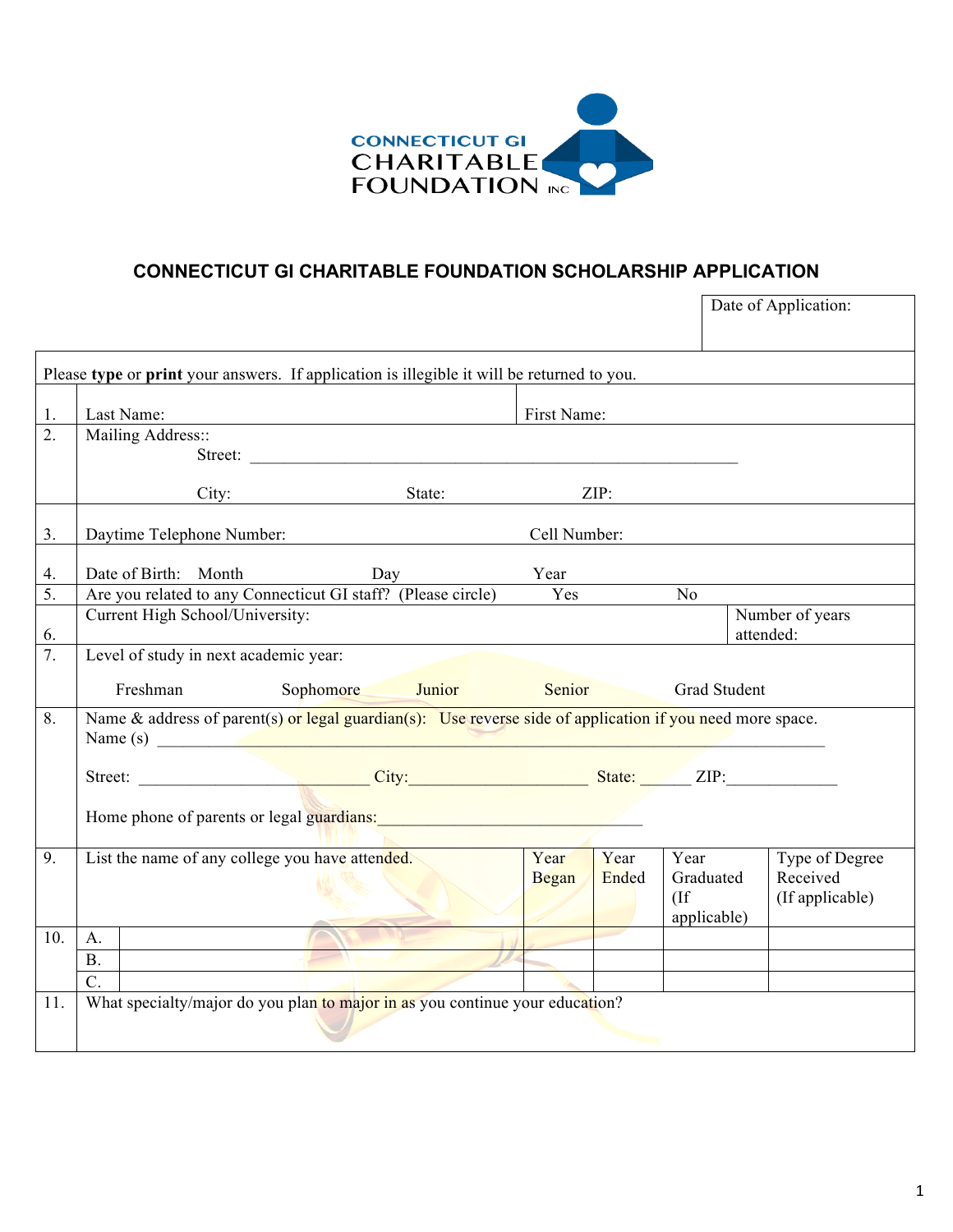CONNECTICUT GI CHARITABLE FOUNDATION INC

# CONNECTICUT GI CHARITABLE FOUNDATION SCHOLARSHIP APPLICATION

Date of Application:

Please **type** or **print** your answers. If application is illegible it will be returned to you.

1. Last Name: First Name:
2. Mailing Address::
   Street: ___________________________________________________________
   City: State: ZIP:
3. Daytime Telephone Number: Cell Number:
4. Date of Birth: Month Day Year
5. Are you related to any Connecticut GI staff? (Please circle) Yes No
6. Current High School/University: Number of years attended:
7. Level of study in next academic year:
   Freshman Sophomore Junior Senior Grad Student
8. Name & address of parent(s) or legal guardian(s): Use reverse side of application if you need more space.
   Name (s) ___________________________________________________________________________
   Street: ___________________________ City:_____________________ State: ______ ZIP:_____________
   Home phone of parents or legal guardians:_______________________________

| 9. | List the name of any college you have attended. | | Year Began | Year Ended | Year Graduated (If applicable) | Type of Degree Received (If applicable) |
|---|---|---|---|---|---|---|
| 10. | A. | | | | | |
| | B. | | | | | |
| | C. | | | | | |

11. What specialty/major do you plan to major in as you continue your education?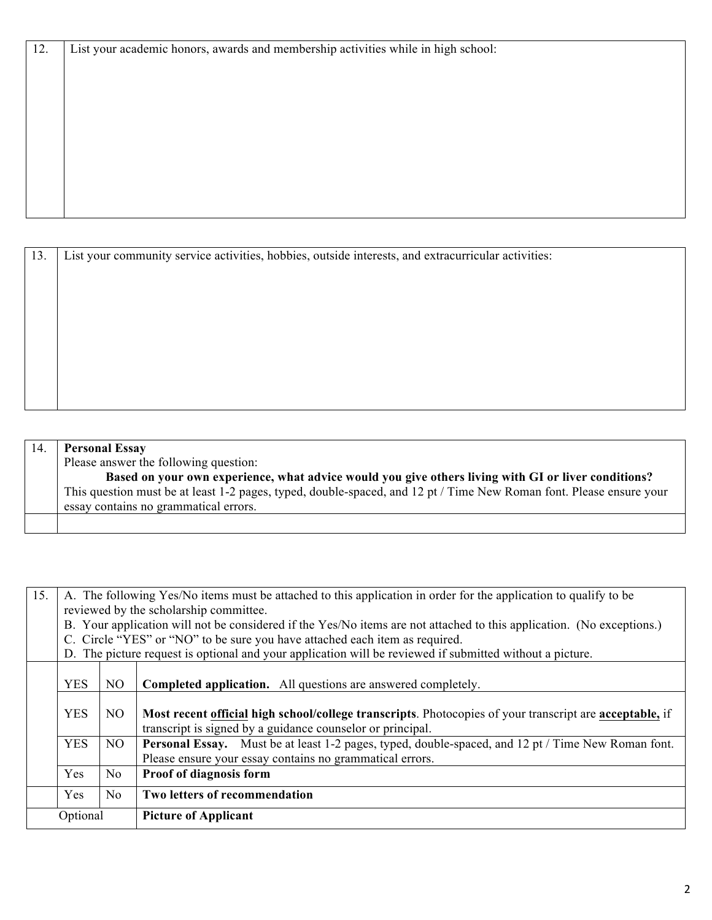| 12. | List your academic honors, awards and membership activities while in high school: |
|---|---|
| | |

| 13. | List your community service activities, hobbies, outside interests, and extracurricular activities: |
|---|---|
| | |

| 14. | **Personal Essay**<br>Please answer the following question:<br>**Based on your own experience, what advice would you give others living with GI or liver conditions?**<br>This question must be at least 1-2 pages, typed, double-spaced, and 12 pt / Time New Roman font. Please ensure your essay contains no grammatical errors. |
|---|---|
| | |

| 15. | A. The following Yes/No items must be attached to this application in order for the application to qualify to be reviewed by the scholarship committee.<br>B. Your application will not be considered if the Yes/No items are not attached to this application. (No exceptions.)<br>C. Circle "YES" or "NO" to be sure you have attached each item as required.<br>D. The picture request is optional and your application will be reviewed if submitted without a picture. | | |
|---|---|---|---|
| | YES | NO | **Completed application.** All questions are answered completely. |
| | YES | NO | **Most recent official high school/college transcripts**. Photocopies of your transcript are **acceptable,** if transcript is signed by a guidance counselor or principal. |
| | YES | NO | **Personal Essay.** Must be at least 1-2 pages, typed, double-spaced, and 12 pt / Time New Roman font. Please ensure your essay contains no grammatical errors. |
| | Yes | No | **Proof of diagnosis form** |
| | Yes | No | **Two letters of recommendation** |
| Optional | | | **Picture of Applicant** |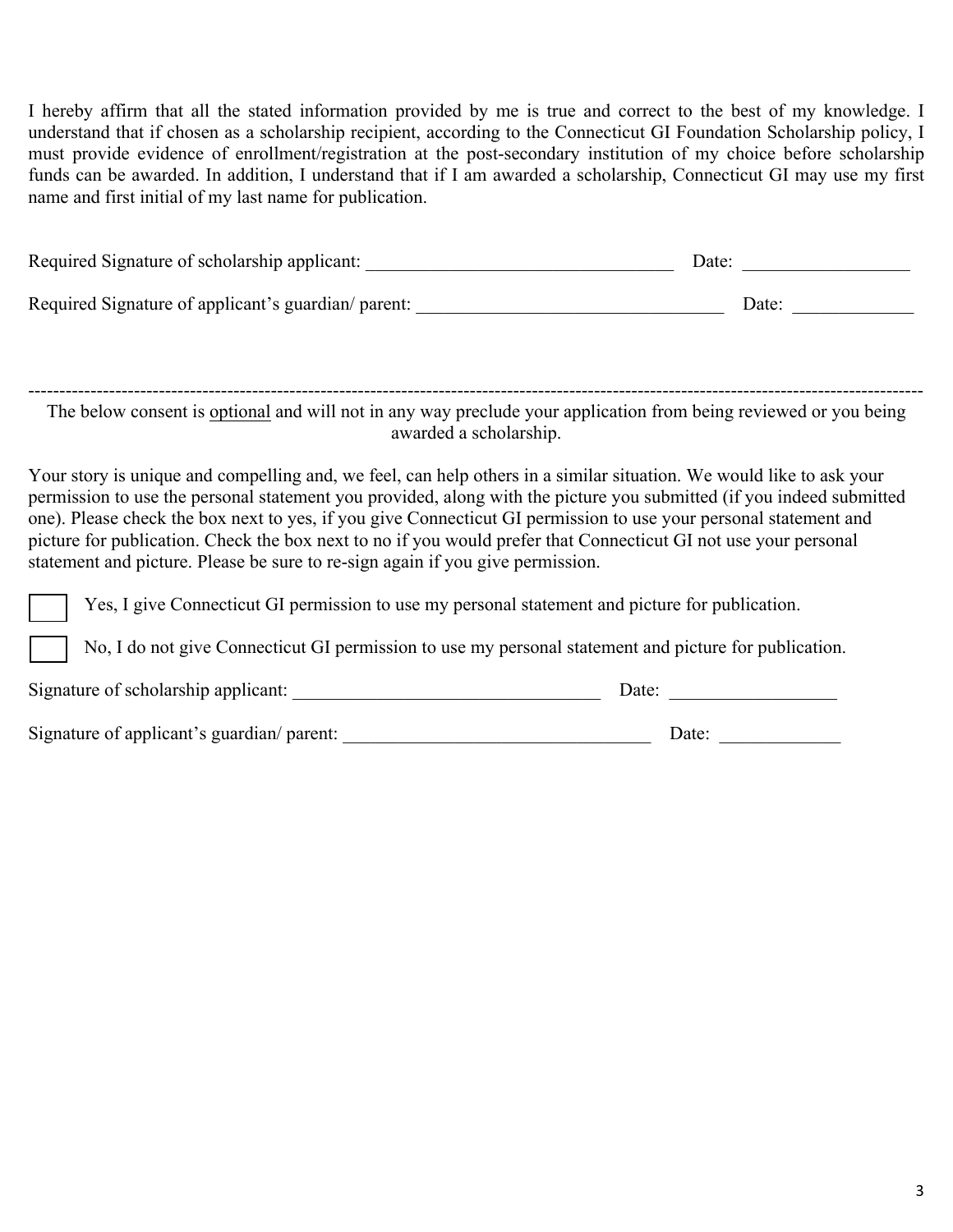I hereby affirm that all the stated information provided by me is true and correct to the best of my knowledge. I understand that if chosen as a scholarship recipient, according to the Connecticut GI Foundation Scholarship policy, I must provide evidence of enrollment/registration at the post-secondary institution of my choice before scholarship funds can be awarded. In addition, I understand that if I am awarded a scholarship, Connecticut GI may use my first name and first initial of my last name for publication.

Required Signature of scholarship applicant: ___________________________________ Date: __________________

Required Signature of applicant's guardian/ parent: ___________________________________ Date: _____________

---

The below consent is <u>optional</u> and will not in any way preclude your application from being reviewed or you being awarded a scholarship.

Your story is unique and compelling and, we feel, can help others in a similar situation. We would like to ask your permission to use the personal statement you provided, along with the picture you submitted (if you indeed submitted one). Please check the box next to yes, if you give Connecticut GI permission to use your personal statement and picture for publication. Check the box next to no if you would prefer that Connecticut GI not use your personal statement and picture. Please be sure to re-sign again if you give permission.

☐ Yes, I give Connecticut GI permission to use my personal statement and picture for publication.

☐ No, I do not give Connecticut GI permission to use my personal statement and picture for publication.

Signature of scholarship applicant: ___________________________________ Date: __________________

Signature of applicant's guardian/ parent: ___________________________________ Date: _____________